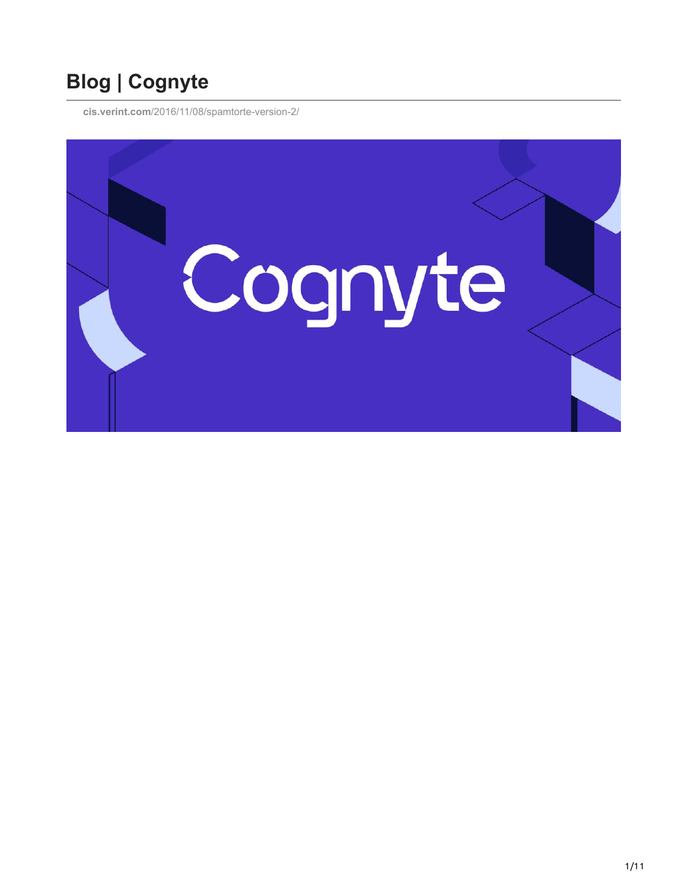# Blog | Cognyte

cis.verint.com/2016/11/08/spamtorte-version-2/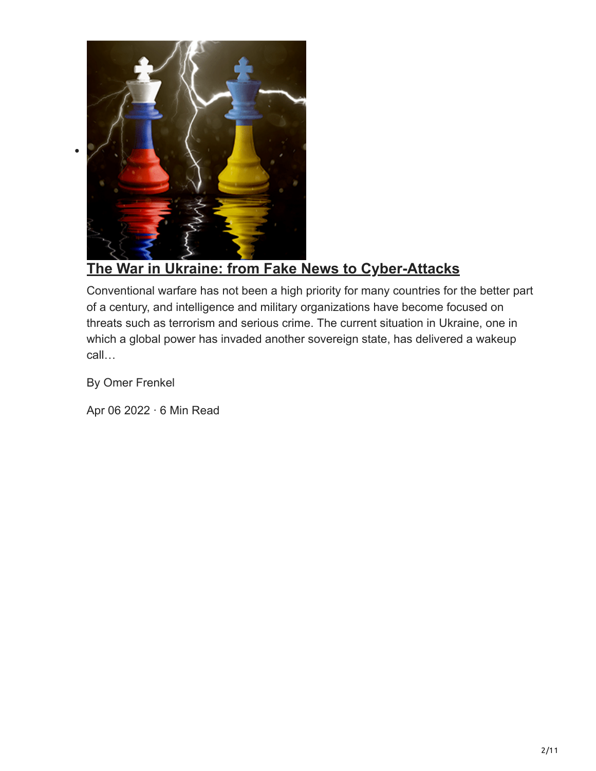- [The War in Ukraine: from Fake News to Cyber-Attacks]

Conventional warfare has not been a high priority for many countries for the better part of a century, and intelligence and military organizations have become focused on threats such as terrorism and serious crime. The current situation in Ukraine, one in which a global power has invaded another sovereign state, has delivered a wakeup call…

By Omer Frenkel

Apr 06 2022 · 6 Min Read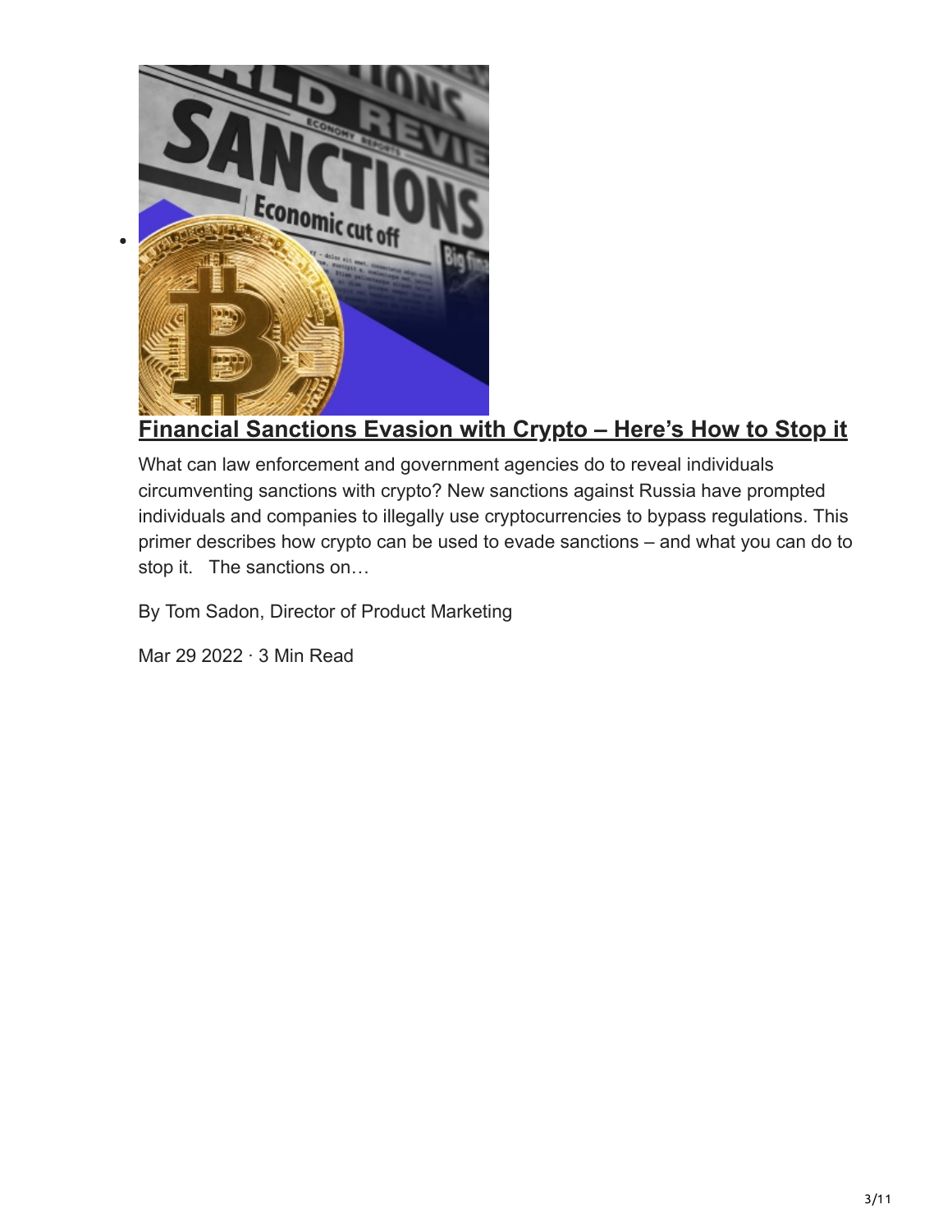- ## [Financial Sanctions Evasion with Crypto – Here's How to Stop it]

  What can law enforcement and government agencies do to reveal individuals circumventing sanctions with crypto? New sanctions against Russia have prompted individuals and companies to illegally use cryptocurrencies to bypass regulations. This primer describes how crypto can be used to evade sanctions – and what you can do to stop it.   The sanctions on…

  By Tom Sadon, Director of Product Marketing

  Mar 29 2022 · 3 Min Read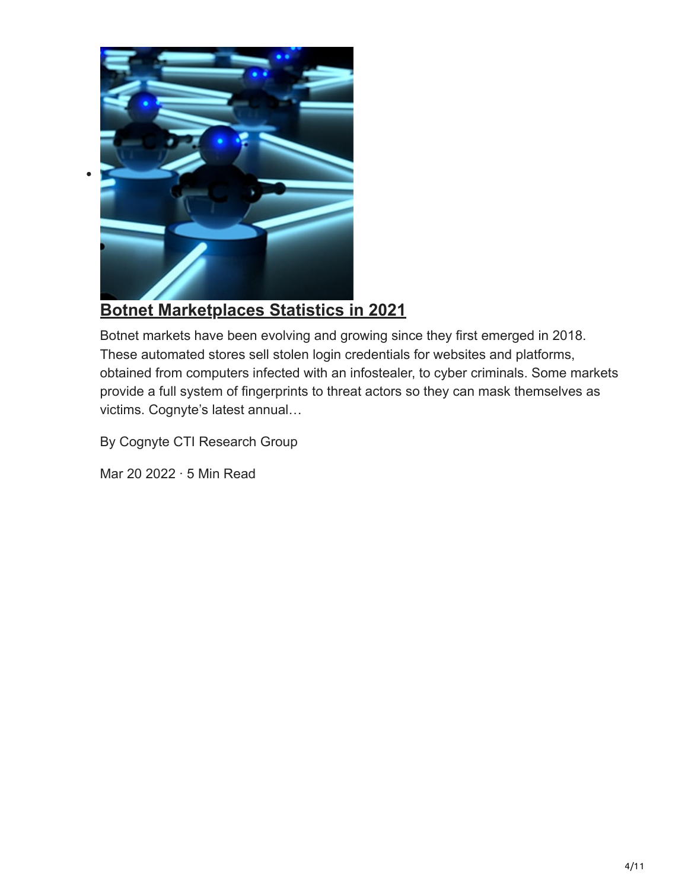## Botnet Marketplaces Statistics in 2021

Botnet markets have been evolving and growing since they first emerged in 2018. These automated stores sell stolen login credentials for websites and platforms, obtained from computers infected with an infostealer, to cyber criminals. Some markets provide a full system of fingerprints to threat actors so they can mask themselves as victims. Cognyte's latest annual…

By Cognyte CTI Research Group

Mar 20 2022 · 5 Min Read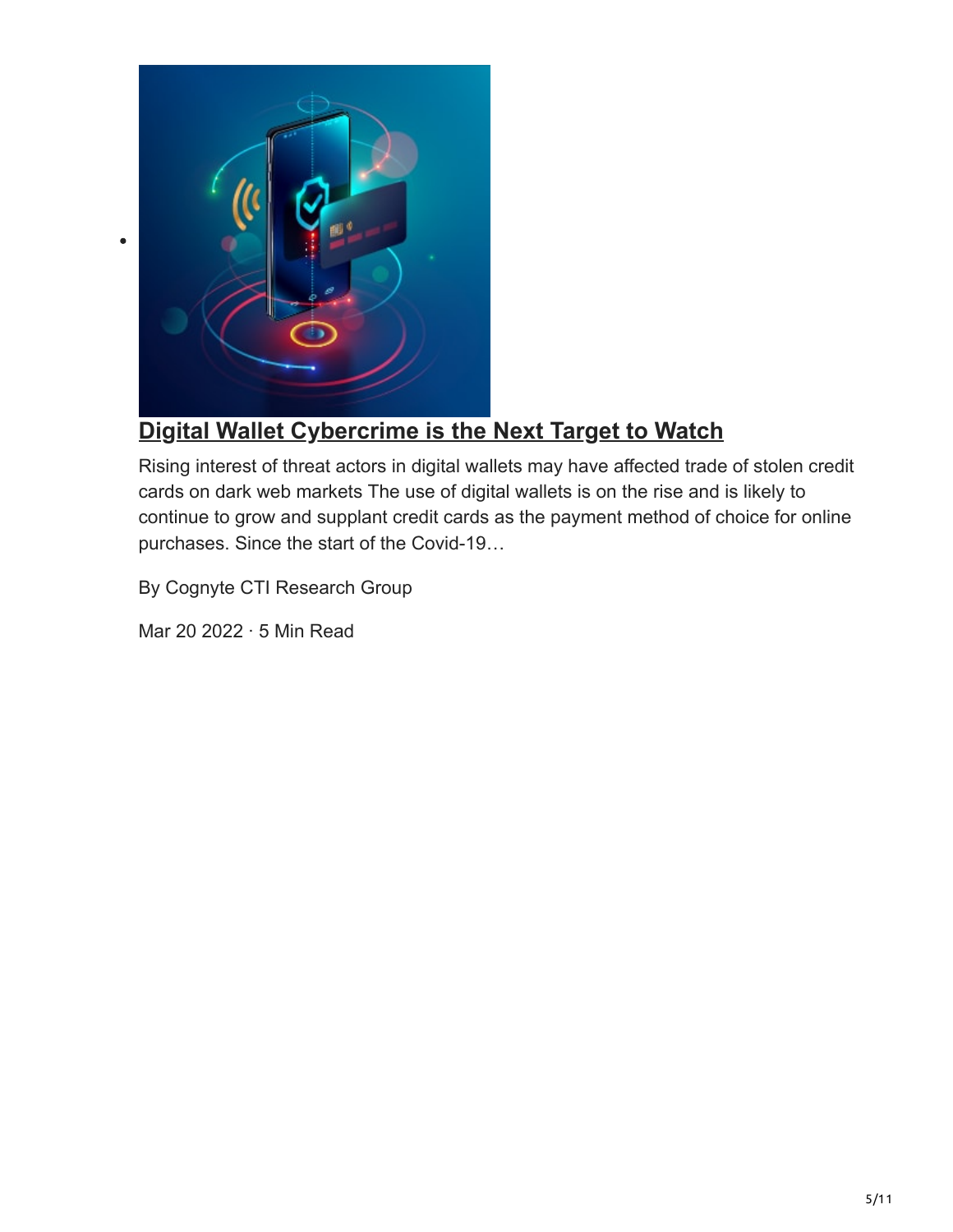- ## [Digital Wallet Cybercrime is the Next Target to Watch]

  Rising interest of threat actors in digital wallets may have affected trade of stolen credit cards on dark web markets The use of digital wallets is on the rise and is likely to continue to grow and supplant credit cards as the payment method of choice for online purchases. Since the start of the Covid-19…

  By Cognyte CTI Research Group

  Mar 20 2022 · 5 Min Read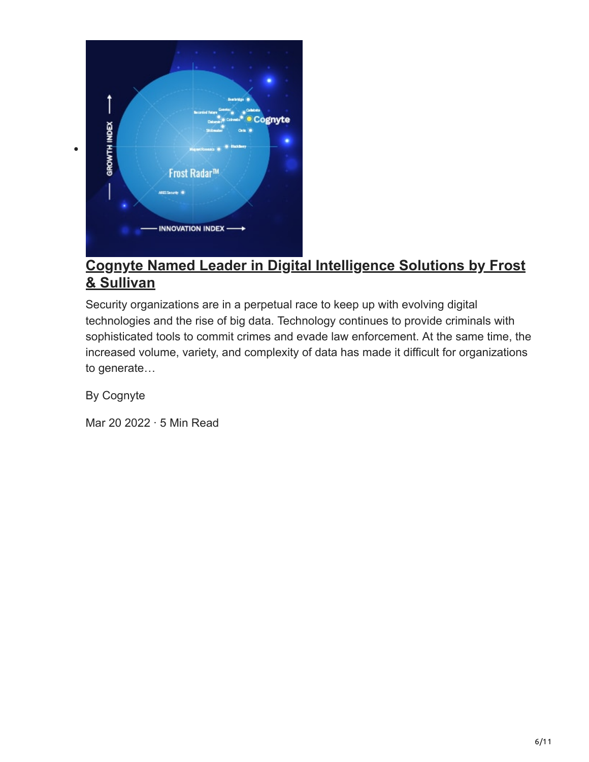- [Cognyte Named Leader in Digital Intelligence Solutions by Frost & Sullivan]

Security organizations are in a perpetual race to keep up with evolving digital technologies and the rise of big data. Technology continues to provide criminals with sophisticated tools to commit crimes and evade law enforcement. At the same time, the increased volume, variety, and complexity of data has made it difficult for organizations to generate…

By Cognyte

Mar 20 2022 · 5 Min Read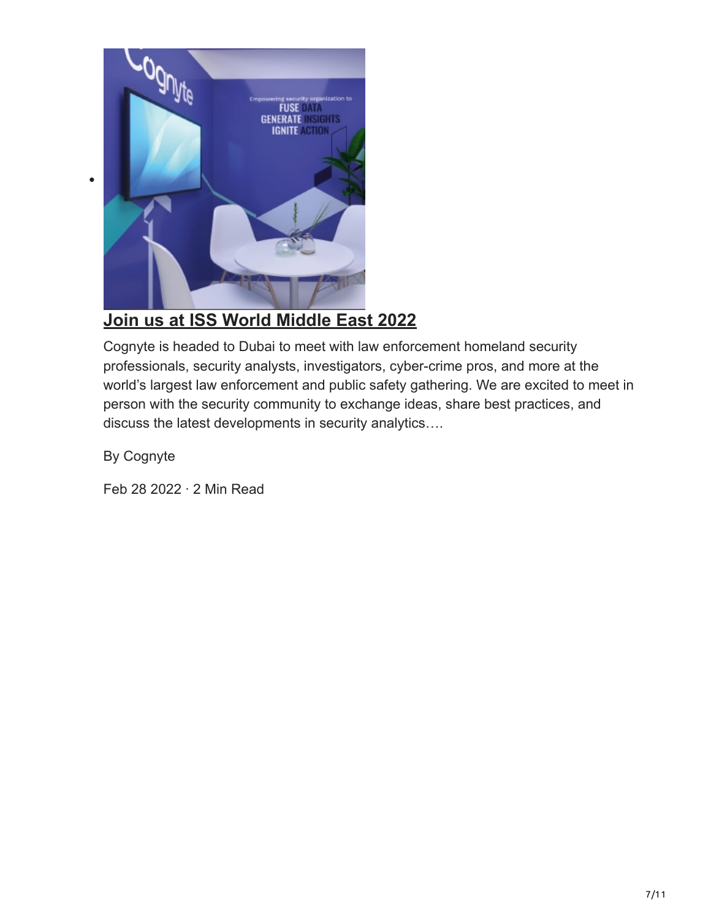- ## [Join us at ISS World Middle East 2022]

  Cognyte is headed to Dubai to meet with law enforcement homeland security professionals, security analysts, investigators, cyber-crime pros, and more at the world's largest law enforcement and public safety gathering. We are excited to meet in person with the security community to exchange ideas, share best practices, and discuss the latest developments in security analytics….

  By Cognyte

  Feb 28 2022 · 2 Min Read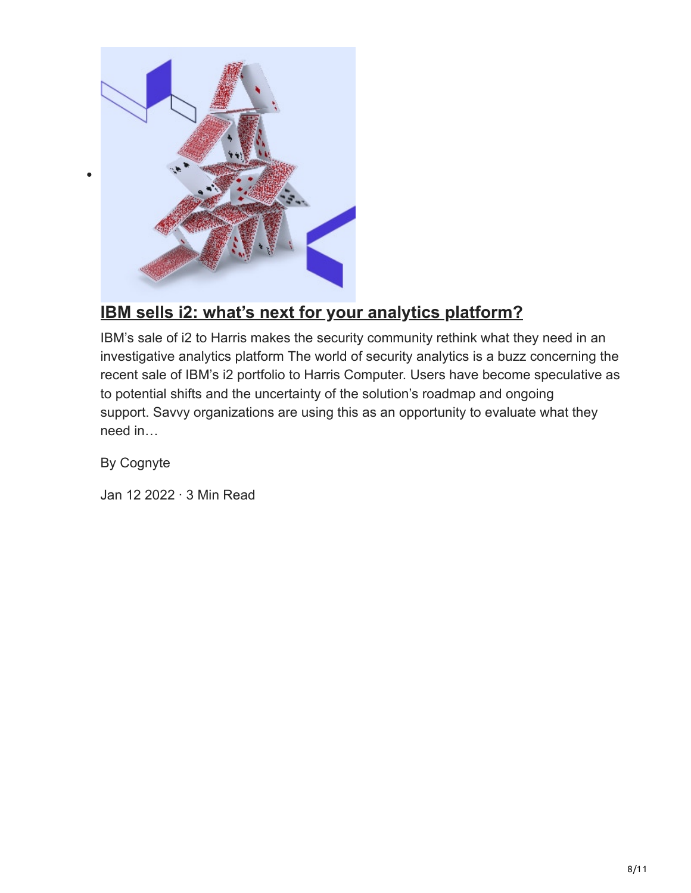- ## [IBM sells i2: what's next for your analytics platform?]

  IBM's sale of i2 to Harris makes the security community rethink what they need in an investigative analytics platform The world of security analytics is a buzz concerning the recent sale of IBM's i2 portfolio to Harris Computer. Users have become speculative as to potential shifts and the uncertainty of the solution's roadmap and ongoing support. Savvy organizations are using this as an opportunity to evaluate what they need in…

  By Cognyte

  Jan 12 2022 · 3 Min Read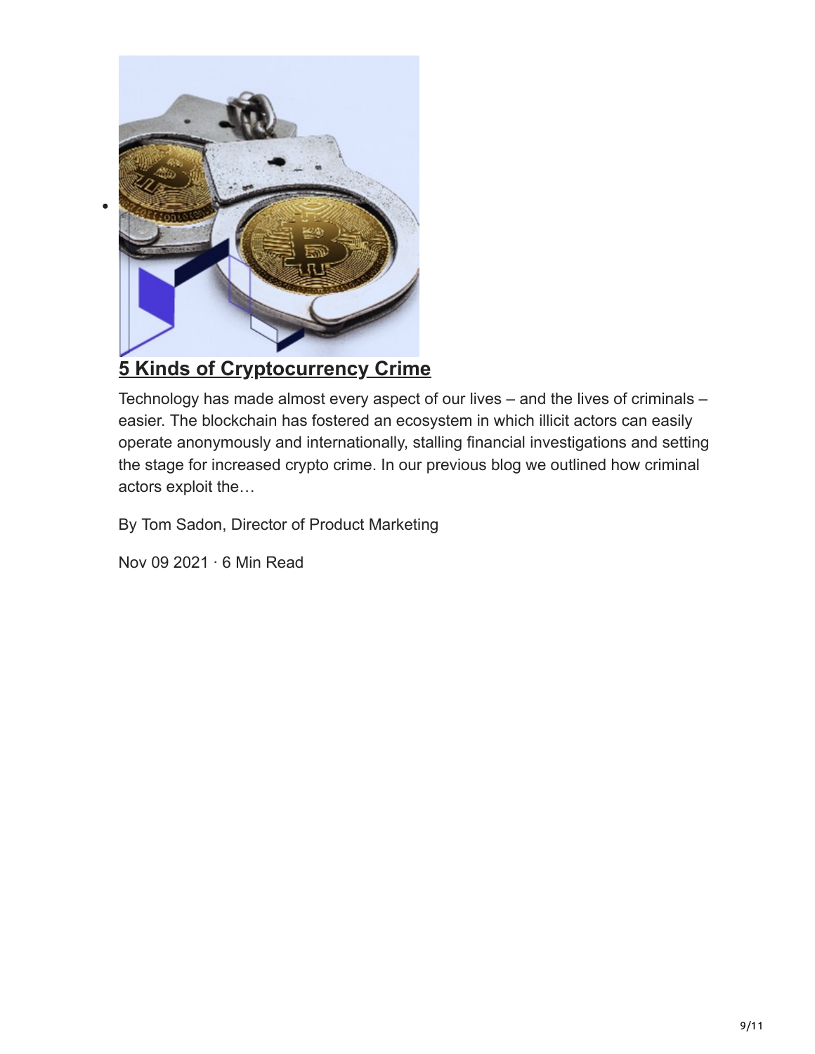- ## [5 Kinds of Cryptocurrency Crime]

  Technology has made almost every aspect of our lives – and the lives of criminals – easier. The blockchain has fostered an ecosystem in which illicit actors can easily operate anonymously and internationally, stalling financial investigations and setting the stage for increased crypto crime. In our previous blog we outlined how criminal actors exploit the…

  By Tom Sadon, Director of Product Marketing

  Nov 09 2021 · 6 Min Read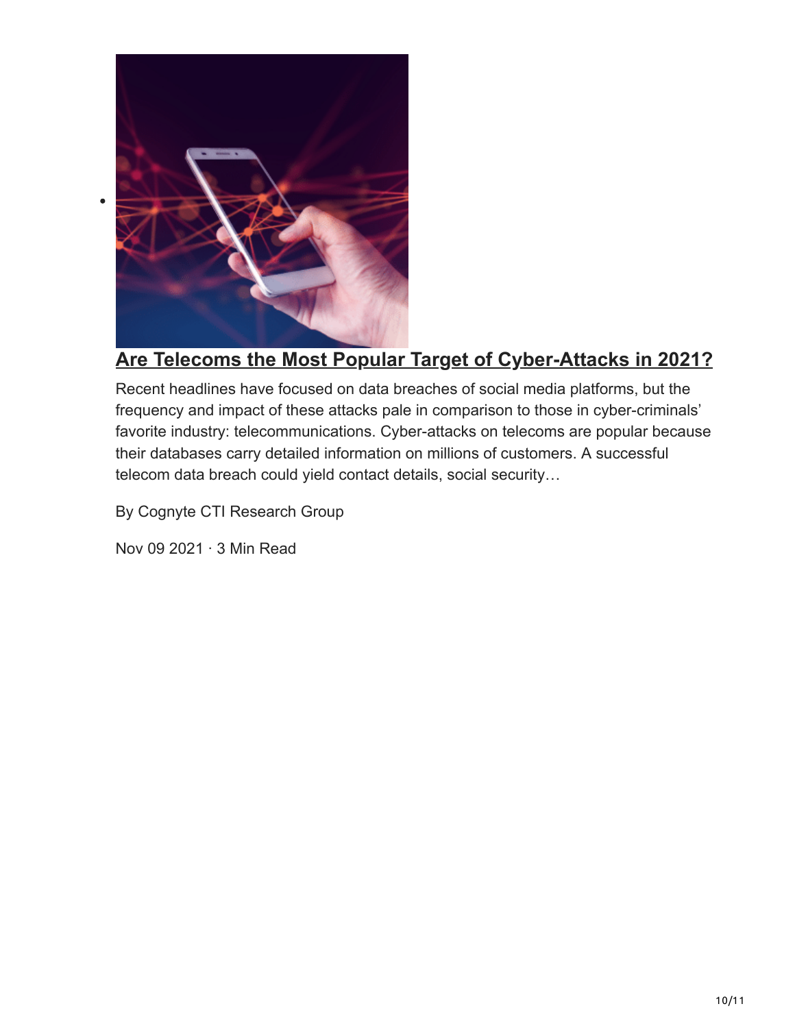- **[Are Telecoms the Most Popular Target of Cyber-Attacks in 2021?]()**

  Recent headlines have focused on data breaches of social media platforms, but the frequency and impact of these attacks pale in comparison to those in cyber-criminals' favorite industry: telecommunications. Cyber-attacks on telecoms are popular because their databases carry detailed information on millions of customers. A successful telecom data breach could yield contact details, social security…

  By Cognyte CTI Research Group

  Nov 09 2021 · 3 Min Read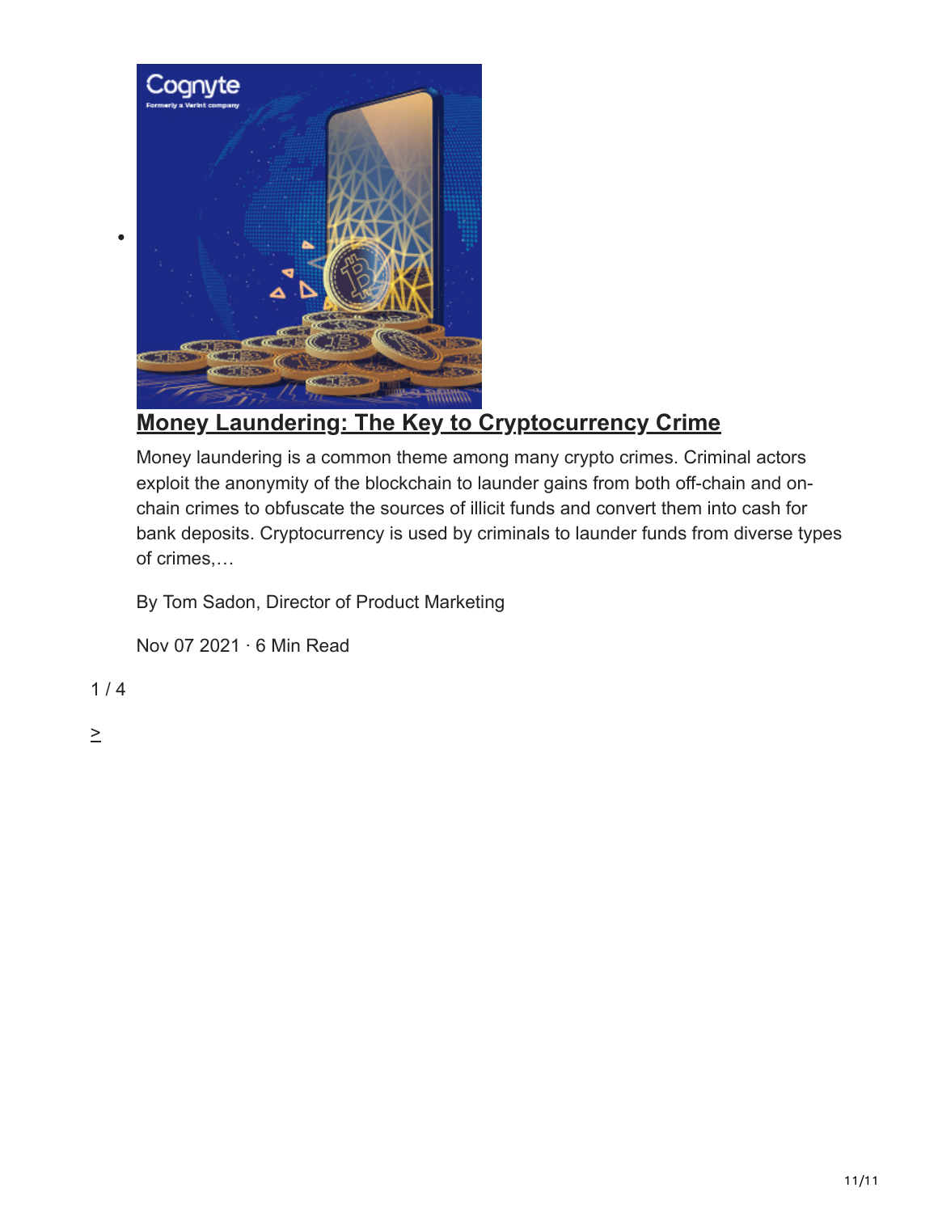- **[Money Laundering: The Key to Cryptocurrency Crime]**

  Money laundering is a common theme among many crypto crimes. Criminal actors exploit the anonymity of the blockchain to launder gains from both off-chain and on-chain crimes to obfuscate the sources of illicit funds and convert them into cash for bank deposits. Cryptocurrency is used by criminals to launder funds from diverse types of crimes,…

  By Tom Sadon, Director of Product Marketing

  Nov 07 2021 · 6 Min Read

1 / 4

>